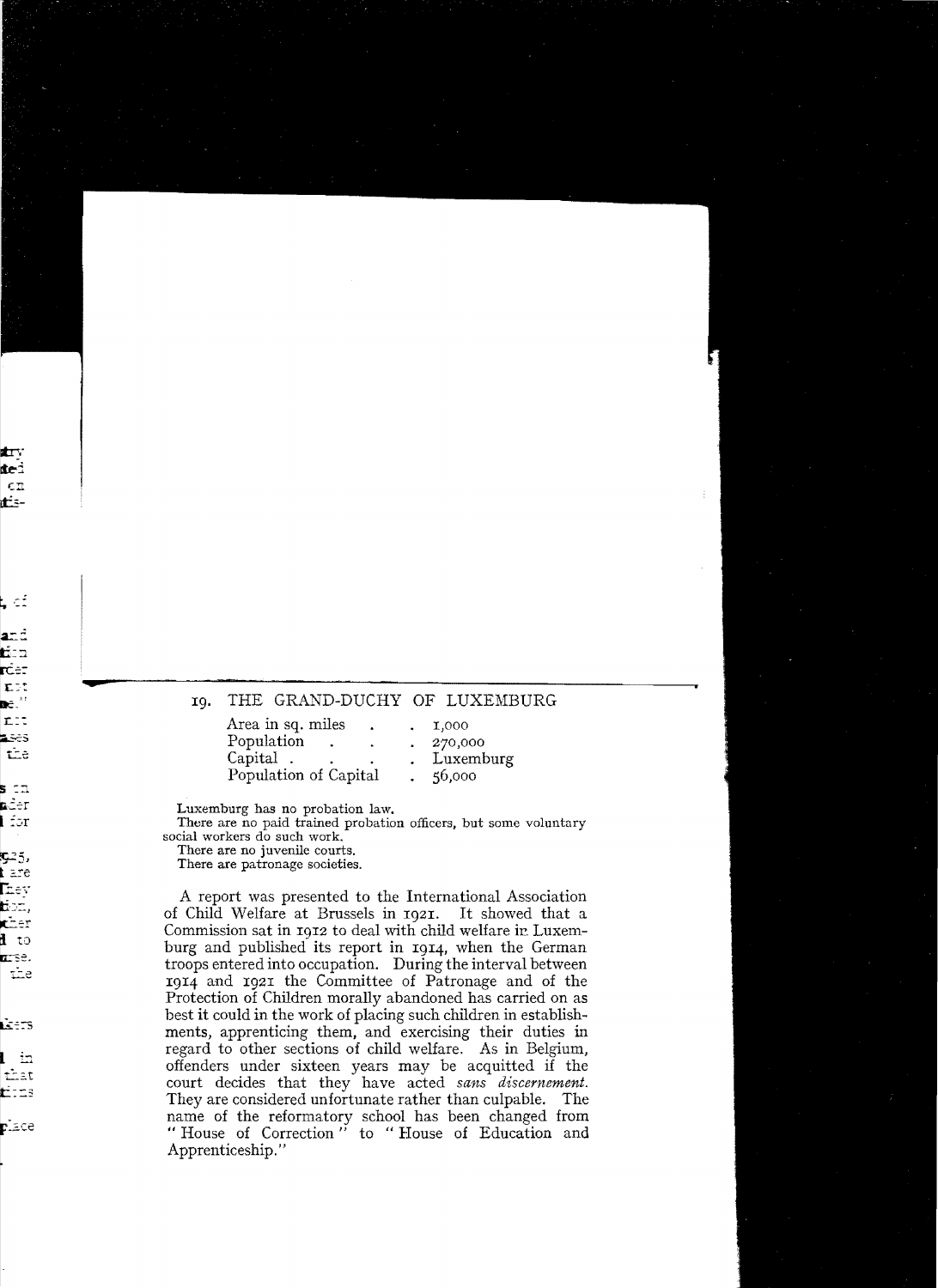## 19. THE GRAND-DUCHY OF LUXEMBURG

| | |
|---|---|
| Area in sq. miles | 1,000 |
| Population | 270,000 |
| Capital | Luxemburg |
| Population of Capital | 56,000 |

Luxemburg has no probation law.

There are no paid trained probation officers, but some voluntary social workers do such work.

There are no juvenile courts.

There are patronage societies.

A report was presented to the International Association of Child Welfare at Brussels in 1921. It showed that a Commission sat in 1912 to deal with child welfare in Luxemburg and published its report in 1914, when the German troops entered into occupation. During the interval between 1914 and 1921 the Committee of Patronage and of the Protection of Children morally abandoned has carried on as best it could in the work of placing such children in establishments, apprenticing them, and exercising their duties in regard to other sections of child welfare. As in Belgium, offenders under sixteen years may be acquitted if the court decides that they have acted *sans discernement*. They are considered unfortunate rather than culpable. The name of the reformatory school has been changed from "House of Correction" to "House of Education and Apprenticeship."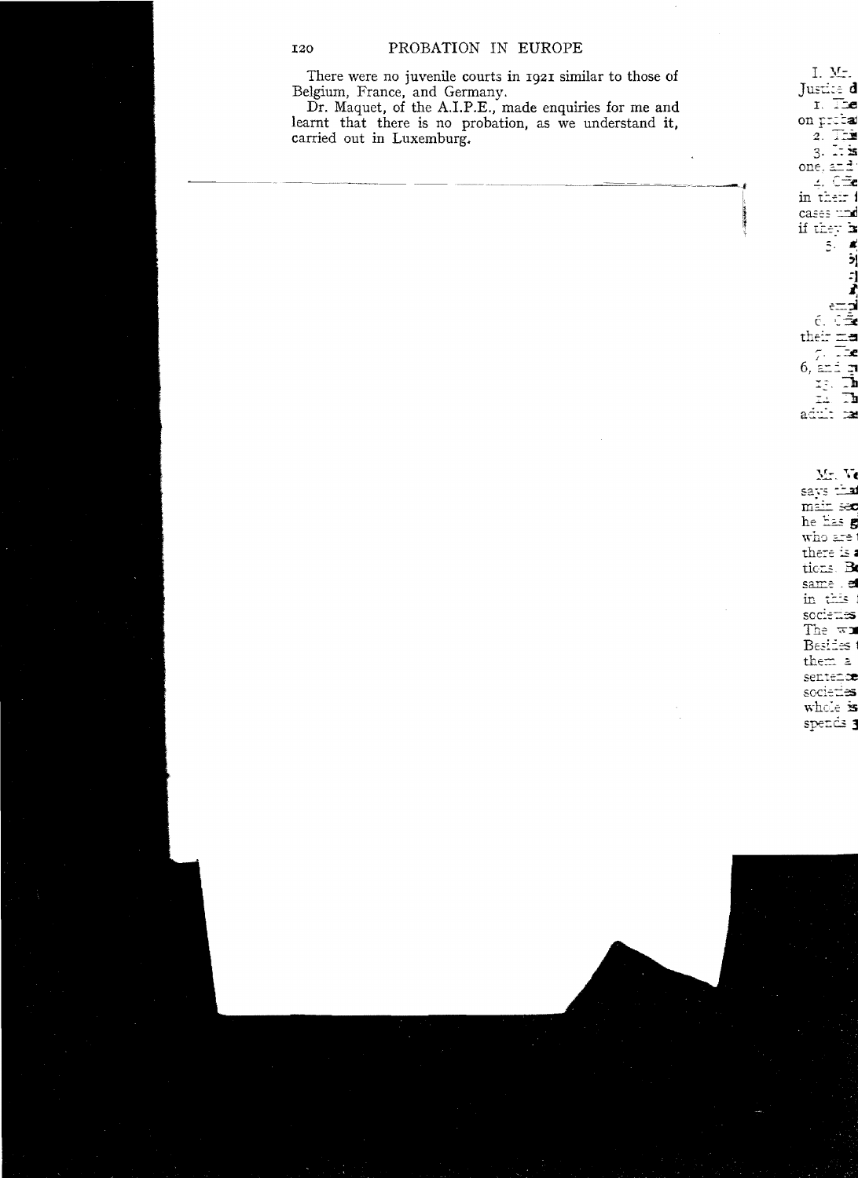There were no juvenile courts in 1921 similar to those of Belgium, France, and Germany.

Dr. Maquet, of the A.I.P.E., made enquiries for me and learnt that there is no probation, as we understand it, carried out in Luxemburg.